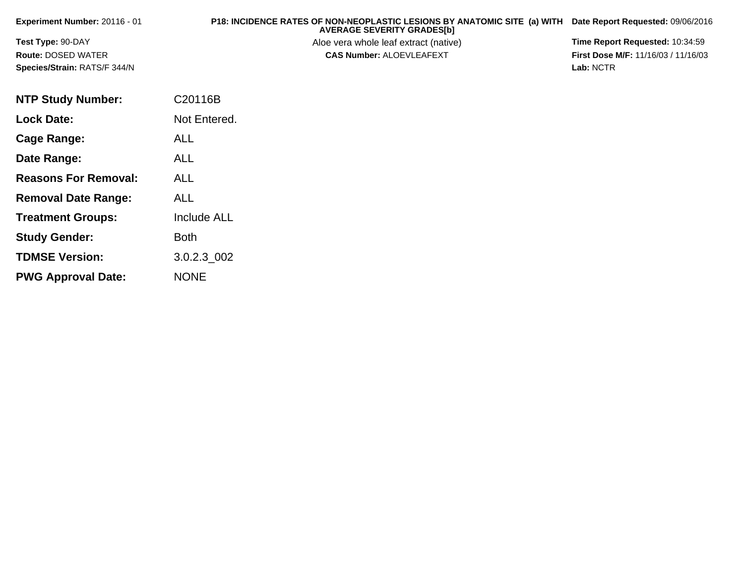**Experiment Number:** 20116 - 01

**Test Type:** 90-DAY

**Route:** DOSED WATER

**Species/Strain:** RATS/F 344/N

**P18: INCIDENCE RATES OF NON-NEOPLASTIC LESIONS BY ANATOMIC SITE (a) WITH AVERAGE SEVERITY GRADES[b]**

Aloe vera whole leaf extract (native)

**CAS Number:** ALOEVLEAFEXT

**Date Report Requested:** 09/06/2016

**Time Report Requested:** 10:34:59

**First Dose M/F:** 11/16/03 / 11/16/03

**Lab:** NCTR

| | |
|---|---|
| **NTP Study Number:** | C20116B |
| **Lock Date:** | Not Entered. |
| **Cage Range:** | ALL |
| **Date Range:** | ALL |
| **Reasons For Removal:** | ALL |
| **Removal Date Range:** | ALL |
| **Treatment Groups:** | Include ALL |
| **Study Gender:** | Both |
| **TDMSE Version:** | 3.0.2.3_002 |
| **PWG Approval Date:** | NONE |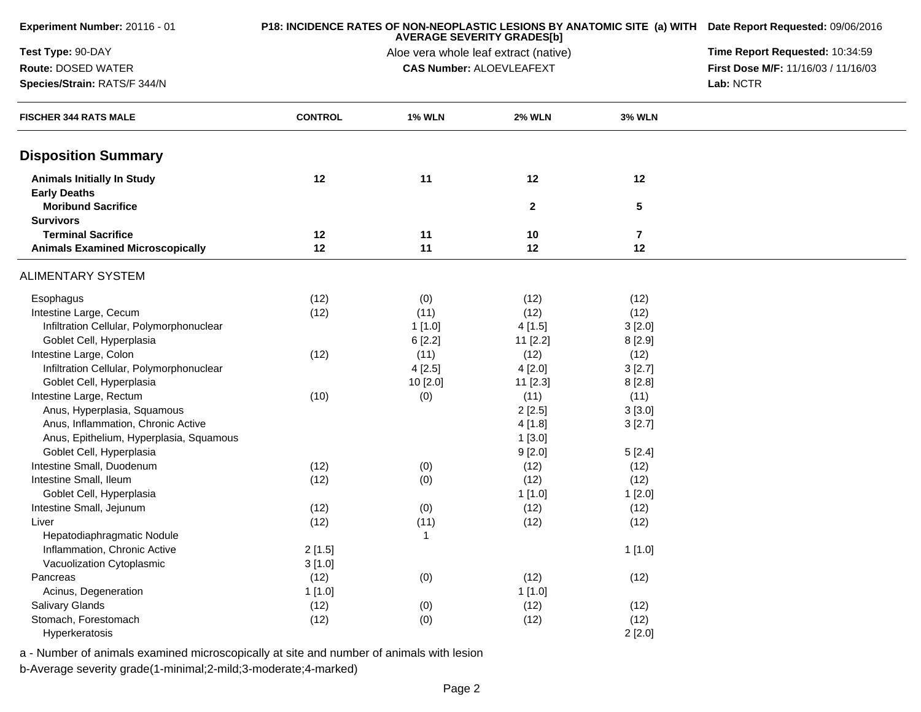Experiment Number: 20116 - 01

**P18: INCIDENCE RATES OF NON-NEOPLASTIC LESIONS BY ANATOMIC SITE (a) WITH AVERAGE SEVERITY GRADES[b]**

Aloe vera whole leaf extract (native)

**CAS Number:** ALOEVLEAFEXT

**Date Report Requested:** 09/06/2016

**Time Report Requested:** 10:34:59

**First Dose M/F:** 11/16/03 / 11/16/03

**Lab:** NCTR

**Test Type:** 90-DAY

**Route:** DOSED WATER

**Species/Strain:** RATS/F 344/N

| FISCHER 344 RATS MALE | CONTROL | 1% WLN | 2% WLN | 3% WLN |
|---|---|---|---|---|
| **Disposition Summary** | | | | |
| **Animals Initially In Study** | **12** | **11** | **12** | **12** |
| **Early Deaths** | | | | |
| **Moribund Sacrifice** | | | **2** | **5** |
| **Survivors** | | | | |
| **Terminal Sacrifice** | **12** | **11** | **10** | **7** |
| **Animals Examined Microscopically** | **12** | **11** | **12** | **12** |
| ALIMENTARY SYSTEM | | | | |
| Esophagus | (12) | (0) | (12) | (12) |
| Intestine Large, Cecum | (12) | (11) | (12) | (12) |
| Infiltration Cellular, Polymorphonuclear | | 1 [1.0] | 4 [1.5] | 3 [2.0] |
| Goblet Cell, Hyperplasia | | 6 [2.2] | 11 [2.2] | 8 [2.9] |
| Intestine Large, Colon | (12) | (11) | (12) | (12) |
| Infiltration Cellular, Polymorphonuclear | | 4 [2.5] | 4 [2.0] | 3 [2.7] |
| Goblet Cell, Hyperplasia | | 10 [2.0] | 11 [2.3] | 8 [2.8] |
| Intestine Large, Rectum | (10) | (0) | (11) | (11) |
| Anus, Hyperplasia, Squamous | | | 2 [2.5] | 3 [3.0] |
| Anus, Inflammation, Chronic Active | | | 4 [1.8] | 3 [2.7] |
| Anus, Epithelium, Hyperplasia, Squamous | | | 1 [3.0] | |
| Goblet Cell, Hyperplasia | | | 9 [2.0] | 5 [2.4] |
| Intestine Small, Duodenum | (12) | (0) | (12) | (12) |
| Intestine Small, Ileum | (12) | (0) | (12) | (12) |
| Goblet Cell, Hyperplasia | | | 1 [1.0] | 1 [2.0] |
| Intestine Small, Jejunum | (12) | (0) | (12) | (12) |
| Liver | (12) | (11) | (12) | (12) |
| Hepatodiaphragmatic Nodule | | 1 | | |
| Inflammation, Chronic Active | 2 [1.5] | | | 1 [1.0] |
| Vacuolization Cytoplasmic | 3 [1.0] | | | |
| Pancreas | (12) | (0) | (12) | (12) |
| Acinus, Degeneration | 1 [1.0] | | 1 [1.0] | |
| Salivary Glands | (12) | (0) | (12) | (12) |
| Stomach, Forestomach | (12) | (0) | (12) | (12) |
| Hyperkeratosis | | | | 2 [2.0] |

a - Number of animals examined microscopically at site and number of animals with lesion

b-Average severity grade(1-minimal;2-mild;3-moderate;4-marked)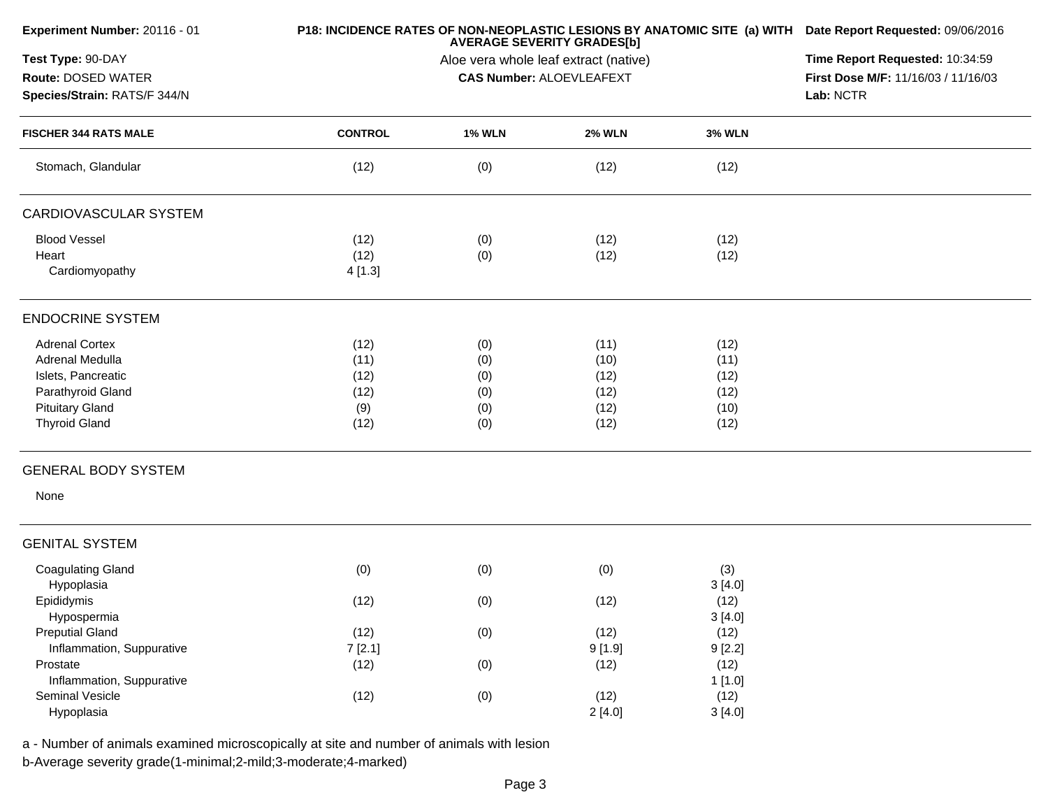**Experiment Number:** 20116 - 01

**Test Type:** 90-DAY

**Route:** DOSED WATER

**Species/Strain:** RATS/F 344/N

**P18: INCIDENCE RATES OF NON-NEOPLASTIC LESIONS BY ANATOMIC SITE (a) WITH AVERAGE SEVERITY GRADES[b]**

Aloe vera whole leaf extract (native)

**CAS Number:** ALOEVLEAFEXT

**Date Report Requested:** 09/06/2016

**Time Report Requested:** 10:34:59

**First Dose M/F:** 11/16/03 / 11/16/03

**Lab:** NCTR

| FISCHER 344 RATS MALE | CONTROL | 1% WLN | 2% WLN | 3% WLN |
|---|---|---|---|---|
| Stomach, Glandular | (12) | (0) | (12) | (12) |
| **CARDIOVASCULAR SYSTEM** | | | | |
| Blood Vessel | (12) | (0) | (12) | (12) |
| Heart | (12) | (0) | (12) | (12) |
| Cardiomyopathy | 4 [1.3] | | | |
| **ENDOCRINE SYSTEM** | | | | |
| Adrenal Cortex | (12) | (0) | (11) | (12) |
| Adrenal Medulla | (11) | (0) | (10) | (11) |
| Islets, Pancreatic | (12) | (0) | (12) | (12) |
| Parathyroid Gland | (12) | (0) | (12) | (12) |
| Pituitary Gland | (9) | (0) | (12) | (10) |
| Thyroid Gland | (12) | (0) | (12) | (12) |
| **GENERAL BODY SYSTEM** | | | | |
| None | | | | |
| **GENITAL SYSTEM** | | | | |
| Coagulating Gland | (0) | (0) | (0) | (3) |
| Hypoplasia | | | | 3 [4.0] |
| Epididymis | (12) | (0) | (12) | (12) |
| Hypospermia | | | | 3 [4.0] |
| Preputial Gland | (12) | (0) | (12) | (12) |
| Inflammation, Suppurative | 7 [2.1] | | 9 [1.9] | 9 [2.2] |
| Prostate | (12) | (0) | (12) | (12) |
| Inflammation, Suppurative | | | | 1 [1.0] |
| Seminal Vesicle | (12) | (0) | (12) | (12) |
| Hypoplasia | | | 2 [4.0] | 3 [4.0] |

a - Number of animals examined microscopically at site and number of animals with lesion

b-Average severity grade(1-minimal;2-mild;3-moderate;4-marked)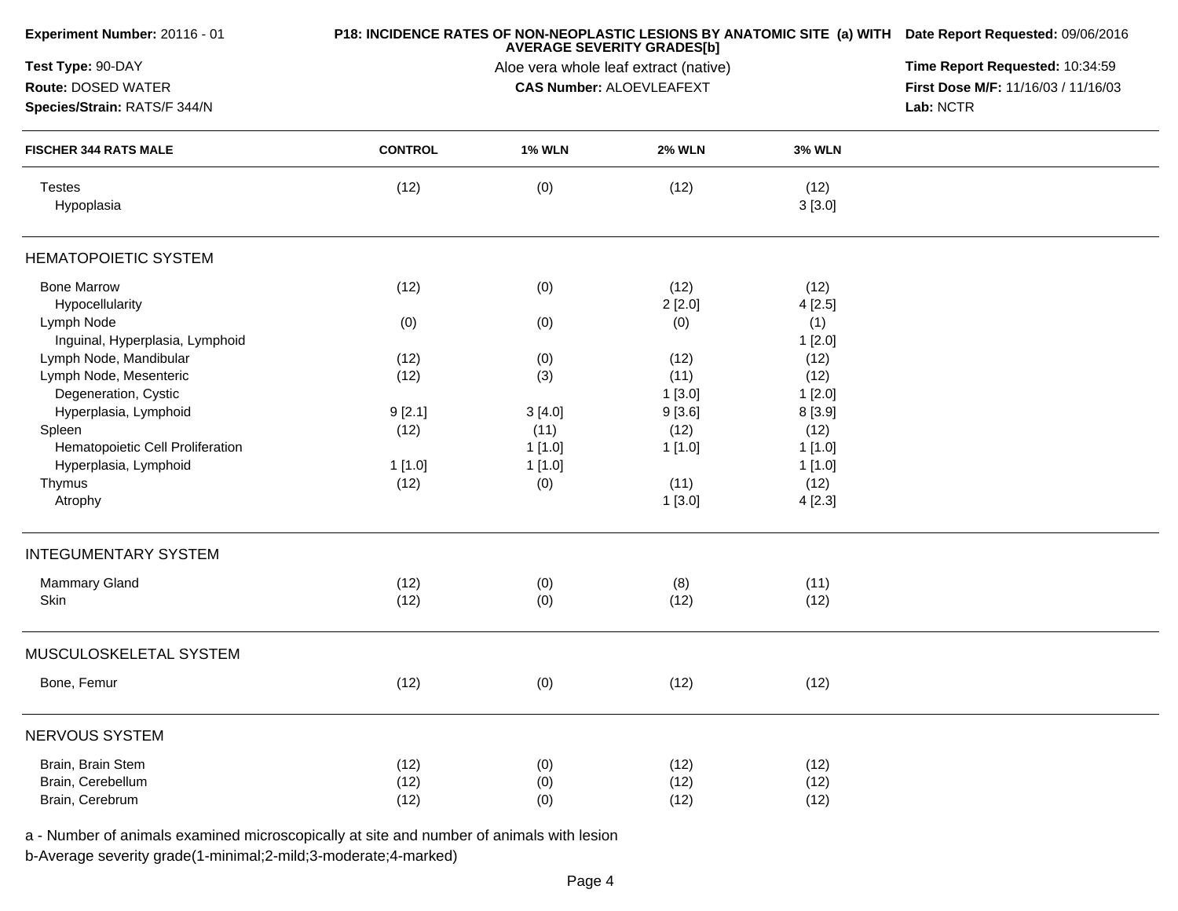**Experiment Number:** 20116 - 01
**Test Type:** 90-DAY
**Route:** DOSED WATER
**Species/Strain:** RATS/F 344/N

**P18: INCIDENCE RATES OF NON-NEOPLASTIC LESIONS BY ANATOMIC SITE (a) WITH AVERAGE SEVERITY GRADES[b]**
Aloe vera whole leaf extract (native)
**CAS Number:** ALOEVLEAFEXT

**Date Report Requested:** 09/06/2016
**Time Report Requested:** 10:34:59
**First Dose M/F:** 11/16/03 / 11/16/03
**Lab:** NCTR

| FISCHER 344 RATS MALE | CONTROL | 1% WLN | 2% WLN | 3% WLN |
|---|---|---|---|---|
| Testes | (12) | (0) | (12) | (12) |
| Hypoplasia | | | | 3 [3.0] |
| **HEMATOPOIETIC SYSTEM** | | | | |
| Bone Marrow | (12) | (0) | (12) | (12) |
| Hypocellularity | | | 2 [2.0] | 4 [2.5] |
| Lymph Node | (0) | (0) | (0) | (1) |
| Inguinal, Hyperplasia, Lymphoid | | | | 1 [2.0] |
| Lymph Node, Mandibular | (12) | (0) | (12) | (12) |
| Lymph Node, Mesenteric | (12) | (3) | (11) | (12) |
| Degeneration, Cystic | | | 1 [3.0] | 1 [2.0] |
| Hyperplasia, Lymphoid | 9 [2.1] | 3 [4.0] | 9 [3.6] | 8 [3.9] |
| Spleen | (12) | (11) | (12) | (12) |
| Hematopoietic Cell Proliferation | | 1 [1.0] | 1 [1.0] | 1 [1.0] |
| Hyperplasia, Lymphoid | 1 [1.0] | 1 [1.0] | | 1 [1.0] |
| Thymus | (12) | (0) | (11) | (12) |
| Atrophy | | | 1 [3.0] | 4 [2.3] |
| **INTEGUMENTARY SYSTEM** | | | | |
| Mammary Gland | (12) | (0) | (8) | (11) |
| Skin | (12) | (0) | (12) | (12) |
| **MUSCULOSKELETAL SYSTEM** | | | | |
| Bone, Femur | (12) | (0) | (12) | (12) |
| **NERVOUS SYSTEM** | | | | |
| Brain, Brain Stem | (12) | (0) | (12) | (12) |
| Brain, Cerebellum | (12) | (0) | (12) | (12) |
| Brain, Cerebrum | (12) | (0) | (12) | (12) |

a - Number of animals examined microscopically at site and number of animals with lesion
b-Average severity grade(1-minimal;2-mild;3-moderate;4-marked)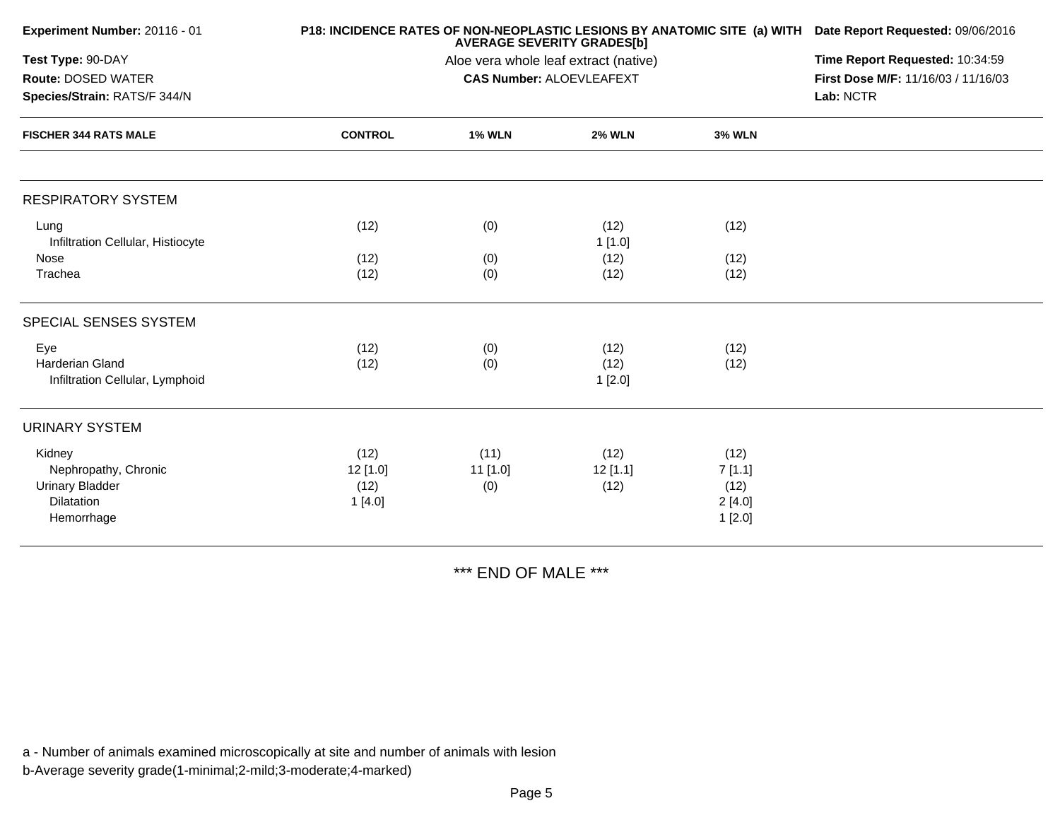**Experiment Number:** 20116 - 01

**Test Type:** 90-DAY

**Route:** DOSED WATER

**Species/Strain:** RATS/F 344/N

**P18: INCIDENCE RATES OF NON-NEOPLASTIC LESIONS BY ANATOMIC SITE (a) WITH AVERAGE SEVERITY GRADES[b]**

Aloe vera whole leaf extract (native)

**CAS Number:** ALOEVLEAFEXT

**Date Report Requested:** 09/06/2016

**Time Report Requested:** 10:34:59

**First Dose M/F:** 11/16/03 / 11/16/03

**Lab:** NCTR

| FISCHER 344 RATS MALE | CONTROL | 1% WLN | 2% WLN | 3% WLN |
|---|---|---|---|---|
| **RESPIRATORY SYSTEM** | | | | |
| Lung | (12) | (0) | (12) | (12) |
| Infiltration Cellular, Histiocyte | | | 1 [1.0] | |
| Nose | (12) | (0) | (12) | (12) |
| Trachea | (12) | (0) | (12) | (12) |
| **SPECIAL SENSES SYSTEM** | | | | |
| Eye | (12) | (0) | (12) | (12) |
| Harderian Gland | (12) | (0) | (12) | (12) |
| Infiltration Cellular, Lymphoid | | | 1 [2.0] | |
| **URINARY SYSTEM** | | | | |
| Kidney | (12) | (11) | (12) | (12) |
| Nephropathy, Chronic | 12 [1.0] | 11 [1.0] | 12 [1.1] | 7 [1.1] |
| Urinary Bladder | (12) | (0) | (12) | (12) |
| Dilatation | 1 [4.0] | | | 2 [4.0] |
| Hemorrhage | | | | 1 [2.0] |

*** END OF MALE ***

a - Number of animals examined microscopically at site and number of animals with lesion

b-Average severity grade(1-minimal;2-mild;3-moderate;4-marked)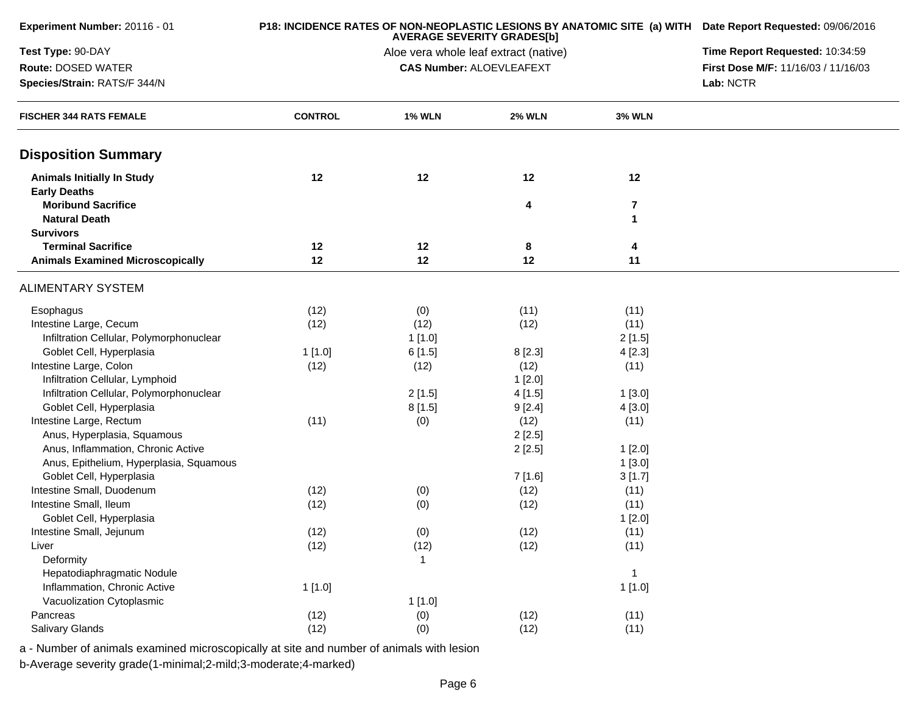**Experiment Number:** 20116 - 01

**P18: INCIDENCE RATES OF NON-NEOPLASTIC LESIONS BY ANATOMIC SITE (a) WITH AVERAGE SEVERITY GRADES[b]**

**Date Report Requested:** 09/06/2016

**Test Type:** 90-DAY

Aloe vera whole leaf extract (native)

**Time Report Requested:** 10:34:59

**Route:** DOSED WATER

**CAS Number:** ALOEVLEAFEXT

**First Dose M/F:** 11/16/03 / 11/16/03

**Species/Strain:** RATS/F 344/N

**Lab:** NCTR

| FISCHER 344 RATS FEMALE | CONTROL | 1% WLN | 2% WLN | 3% WLN |
|---|---|---|---|---|
| **Disposition Summary** | | | | |
| **Animals Initially In Study** | **12** | **12** | **12** | **12** |
| **Early Deaths** | | | | |
| **Moribund Sacrifice** | | | **4** | **7** |
| **Natural Death** | | | | **1** |
| **Survivors** | | | | |
| **Terminal Sacrifice** | **12** | **12** | **8** | **4** |
| **Animals Examined Microscopically** | **12** | **12** | **12** | **11** |
| ALIMENTARY SYSTEM | | | | |
| Esophagus | (12) | (0) | (11) | (11) |
| Intestine Large, Cecum | (12) | (12) | (12) | (11) |
| Infiltration Cellular, Polymorphonuclear | | 1 [1.0] | | 2 [1.5] |
| Goblet Cell, Hyperplasia | 1 [1.0] | 6 [1.5] | 8 [2.3] | 4 [2.3] |
| Intestine Large, Colon | (12) | (12) | (12) | (11) |
| Infiltration Cellular, Lymphoid | | | 1 [2.0] | |
| Infiltration Cellular, Polymorphonuclear | | 2 [1.5] | 4 [1.5] | 1 [3.0] |
| Goblet Cell, Hyperplasia | | 8 [1.5] | 9 [2.4] | 4 [3.0] |
| Intestine Large, Rectum | (11) | (0) | (12) | (11) |
| Anus, Hyperplasia, Squamous | | | 2 [2.5] | |
| Anus, Inflammation, Chronic Active | | | 2 [2.5] | 1 [2.0] |
| Anus, Epithelium, Hyperplasia, Squamous | | | | 1 [3.0] |
| Goblet Cell, Hyperplasia | | | 7 [1.6] | 3 [1.7] |
| Intestine Small, Duodenum | (12) | (0) | (12) | (11) |
| Intestine Small, Ileum | (12) | (0) | (12) | (11) |
| Goblet Cell, Hyperplasia | | | | 1 [2.0] |
| Intestine Small, Jejunum | (12) | (0) | (12) | (11) |
| Liver | (12) | (12) | (12) | (11) |
| Deformity | | 1 | | |
| Hepatodiaphragmatic Nodule | | | | 1 |
| Inflammation, Chronic Active | 1 [1.0] | | | 1 [1.0] |
| Vacuolization Cytoplasmic | | 1 [1.0] | | |
| Pancreas | (12) | (0) | (12) | (11) |
| Salivary Glands | (12) | (0) | (12) | (11) |

a - Number of animals examined microscopically at site and number of animals with lesion

b-Average severity grade(1-minimal;2-mild;3-moderate;4-marked)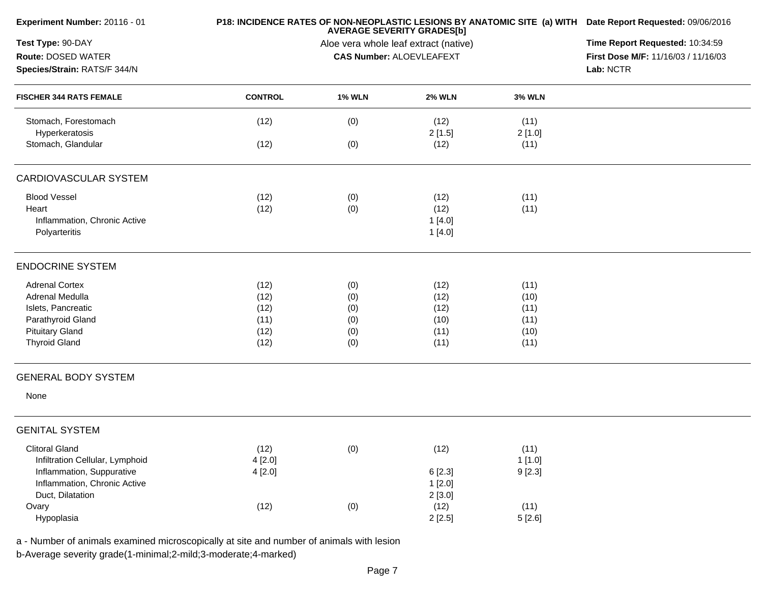**Experiment Number:** 20116 - 01

**Test Type:** 90-DAY

**Route:** DOSED WATER

**Species/Strain:** RATS/F 344/N

**P18: INCIDENCE RATES OF NON-NEOPLASTIC LESIONS BY ANATOMIC SITE (a) WITH AVERAGE SEVERITY GRADES[b]**

Aloe vera whole leaf extract (native)

**CAS Number:** ALOEVLEAFEXT

**Date Report Requested:** 09/06/2016

**Time Report Requested:** 10:34:59

**First Dose M/F:** 11/16/03 / 11/16/03

**Lab:** NCTR

| FISCHER 344 RATS FEMALE | CONTROL | 1% WLN | 2% WLN | 3% WLN |
|---|---|---|---|---|
| Stomach, Forestomach | (12) | (0) | (12) | (11) |
| Hyperkeratosis | | | 2 [1.5] | 2 [1.0] |
| Stomach, Glandular | (12) | (0) | (12) | (11) |
| **CARDIOVASCULAR SYSTEM** | | | | |
| Blood Vessel | (12) | (0) | (12) | (11) |
| Heart | (12) | (0) | (12) | (11) |
| Inflammation, Chronic Active | | | 1 [4.0] | |
| Polyarteritis | | | 1 [4.0] | |
| **ENDOCRINE SYSTEM** | | | | |
| Adrenal Cortex | (12) | (0) | (12) | (11) |
| Adrenal Medulla | (12) | (0) | (12) | (10) |
| Islets, Pancreatic | (12) | (0) | (12) | (11) |
| Parathyroid Gland | (11) | (0) | (10) | (11) |
| Pituitary Gland | (12) | (0) | (11) | (10) |
| Thyroid Gland | (12) | (0) | (11) | (11) |
| **GENERAL BODY SYSTEM** | | | | |
| None | | | | |
| **GENITAL SYSTEM** | | | | |
| Clitoral Gland | (12) | (0) | (12) | (11) |
| Infiltration Cellular, Lymphoid | 4 [2.0] | | | 1 [1.0] |
| Inflammation, Suppurative | 4 [2.0] | | 6 [2.3] | 9 [2.3] |
| Inflammation, Chronic Active | | | 1 [2.0] | |
| Duct, Dilatation | | | 2 [3.0] | |
| Ovary | (12) | (0) | (12) | (11) |
| Hypoplasia | | | 2 [2.5] | 5 [2.6] |

a - Number of animals examined microscopically at site and number of animals with lesion

b-Average severity grade(1-minimal;2-mild;3-moderate;4-marked)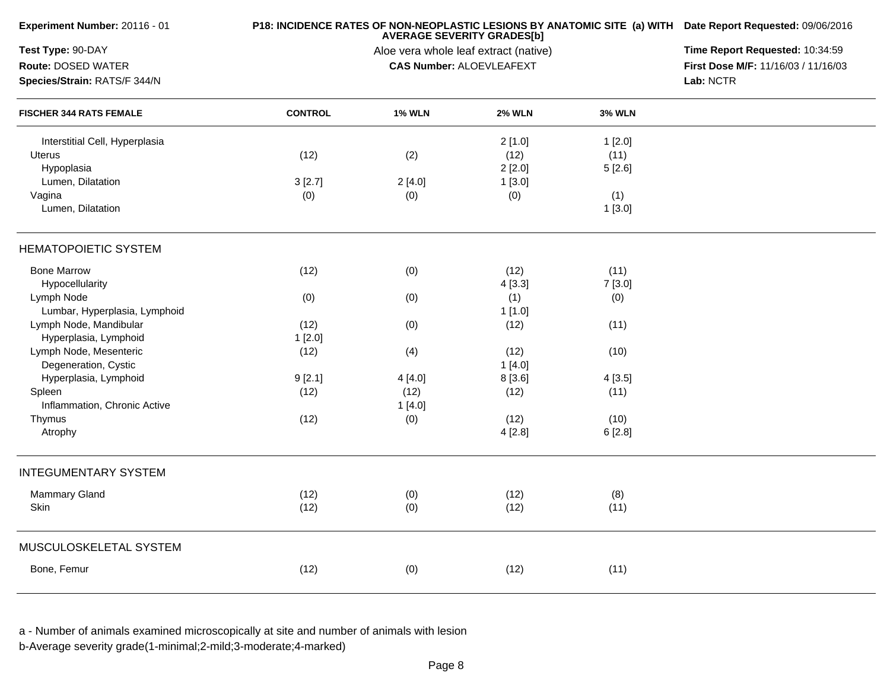**Experiment Number:** 20116 - 01
**Test Type:** 90-DAY
**Route:** DOSED WATER
**Species/Strain:** RATS/F 344/N

**P18: INCIDENCE RATES OF NON-NEOPLASTIC LESIONS BY ANATOMIC SITE (a) WITH AVERAGE SEVERITY GRADES[b]**
Aloe vera whole leaf extract (native)
**CAS Number:** ALOEVLEAFEXT

**Date Report Requested:** 09/06/2016
**Time Report Requested:** 10:34:59
**First Dose M/F:** 11/16/03 / 11/16/03
**Lab:** NCTR

| FISCHER 344 RATS FEMALE | CONTROL | 1% WLN | 2% WLN | 3% WLN |
|---|---|---|---|---|
| Interstitial Cell, Hyperplasia | | | 2 [1.0] | 1 [2.0] |
| Uterus | (12) | (2) | (12) | (11) |
| Hypoplasia | | | 2 [2.0] | 5 [2.6] |
| Lumen, Dilatation | 3 [2.7] | 2 [4.0] | 1 [3.0] | |
| Vagina | (0) | (0) | (0) | (1) |
| Lumen, Dilatation | | | | 1 [3.0] |
| **HEMATOPOIETIC SYSTEM** | | | | |
| Bone Marrow | (12) | (0) | (12) | (11) |
| Hypocellularity | | | 4 [3.3] | 7 [3.0] |
| Lymph Node | (0) | (0) | (1) | (0) |
| Lumbar, Hyperplasia, Lymphoid | | | 1 [1.0] | |
| Lymph Node, Mandibular | (12) | (0) | (12) | (11) |
| Hyperplasia, Lymphoid | 1 [2.0] | | | |
| Lymph Node, Mesenteric | (12) | (4) | (12) | (10) |
| Degeneration, Cystic | | | 1 [4.0] | |
| Hyperplasia, Lymphoid | 9 [2.1] | 4 [4.0] | 8 [3.6] | 4 [3.5] |
| Spleen | (12) | (12) | (12) | (11) |
| Inflammation, Chronic Active | | 1 [4.0] | | |
| Thymus | (12) | (0) | (12) | (10) |
| Atrophy | | | 4 [2.8] | 6 [2.8] |
| **INTEGUMENTARY SYSTEM** | | | | |
| Mammary Gland | (12) | (0) | (12) | (8) |
| Skin | (12) | (0) | (12) | (11) |
| **MUSCULOSKELETAL SYSTEM** | | | | |
| Bone, Femur | (12) | (0) | (12) | (11) |

a - Number of animals examined microscopically at site and number of animals with lesion
b-Average severity grade(1-minimal;2-mild;3-moderate;4-marked)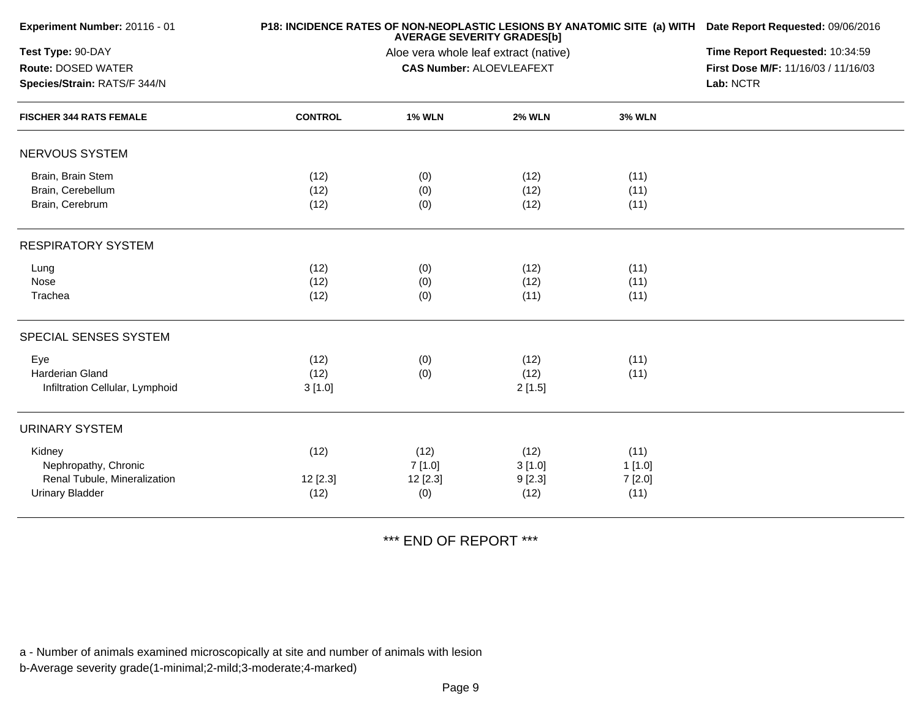**Experiment Number:** 20116 - 01
**Test Type:** 90-DAY
**Route:** DOSED WATER
**Species/Strain:** RATS/F 344/N

**P18: INCIDENCE RATES OF NON-NEOPLASTIC LESIONS BY ANATOMIC SITE (a) WITH AVERAGE SEVERITY GRADES[b]**
Aloe vera whole leaf extract (native)
**CAS Number:** ALOEVLEAFEXT

**Date Report Requested:** 09/06/2016
**Time Report Requested:** 10:34:59
**First Dose M/F:** 11/16/03 / 11/16/03
**Lab:** NCTR

| FISCHER 344 RATS FEMALE | CONTROL | 1% WLN | 2% WLN | 3% WLN |
|---|---|---|---|---|
| **NERVOUS SYSTEM** | | | | |
| Brain, Brain Stem | (12) | (0) | (12) | (11) |
| Brain, Cerebellum | (12) | (0) | (12) | (11) |
| Brain, Cerebrum | (12) | (0) | (12) | (11) |
| **RESPIRATORY SYSTEM** | | | | |
| Lung | (12) | (0) | (12) | (11) |
| Nose | (12) | (0) | (12) | (11) |
| Trachea | (12) | (0) | (11) | (11) |
| **SPECIAL SENSES SYSTEM** | | | | |
| Eye | (12) | (0) | (12) | (11) |
| Harderian Gland | (12) | (0) | (12) | (11) |
| Infiltration Cellular, Lymphoid | 3 [1.0] | | 2 [1.5] | |
| **URINARY SYSTEM** | | | | |
| Kidney | (12) | (12) | (12) | (11) |
| Nephropathy, Chronic | | 7 [1.0] | 3 [1.0] | 1 [1.0] |
| Renal Tubule, Mineralization | 12 [2.3] | 12 [2.3] | 9 [2.3] | 7 [2.0] |
| Urinary Bladder | (12) | (0) | (12) | (11) |

*** END OF REPORT ***

a - Number of animals examined microscopically at site and number of animals with lesion
b-Average severity grade(1-minimal;2-mild;3-moderate;4-marked)